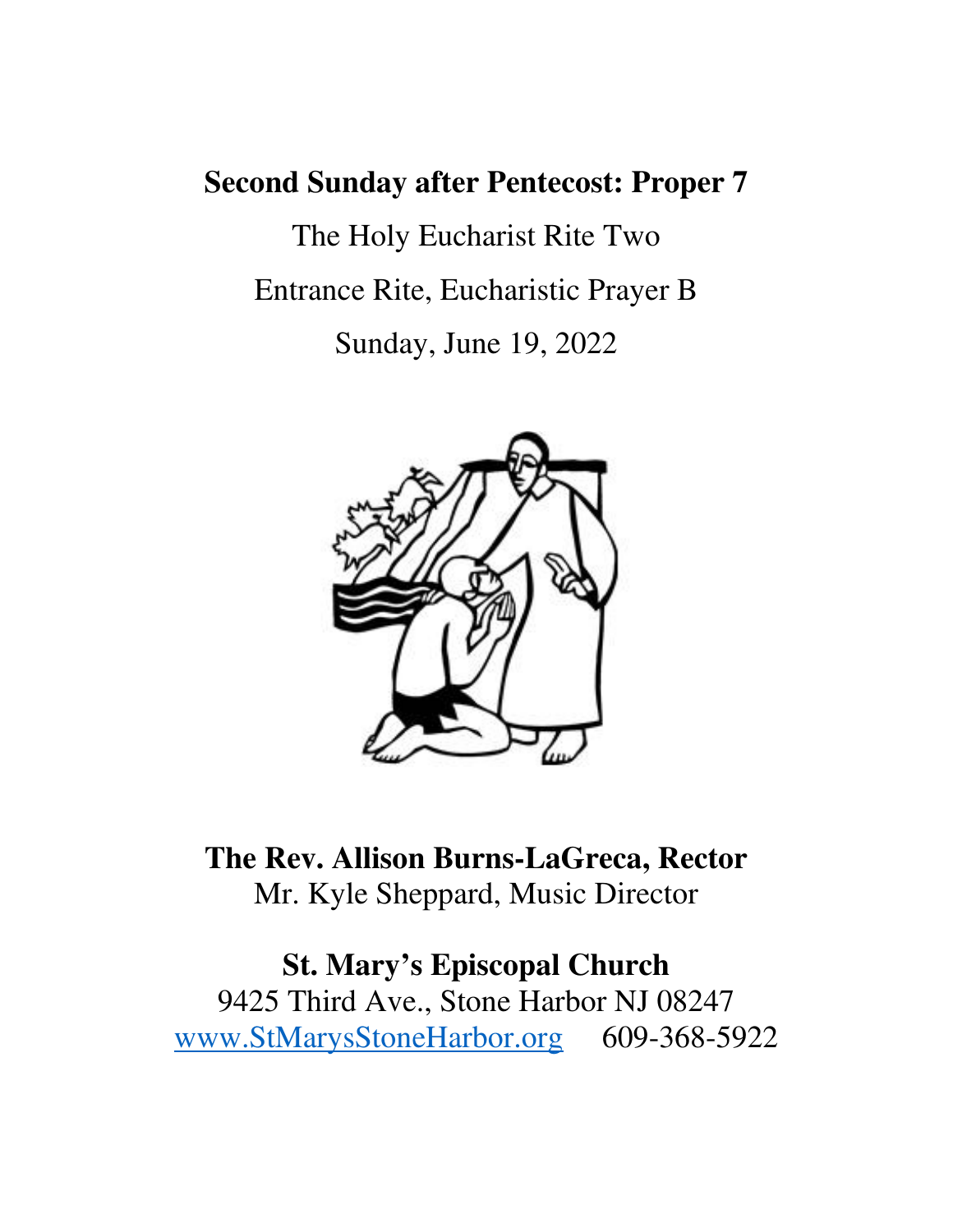# Second Sunday after Pentecost: Proper 7

The Holy Eucharist Rite Two

Entrance Rite, Eucharistic Prayer B

Sunday, June 19, 2022

**The Rev. Allison Burns-LaGreca, Rector**
Mr. Kyle Sheppard, Music Director

**St. Mary's Episcopal Church**
9425 Third Ave., Stone Harbor NJ 08247
www.StMarysStoneHarbor.org 609-368-5922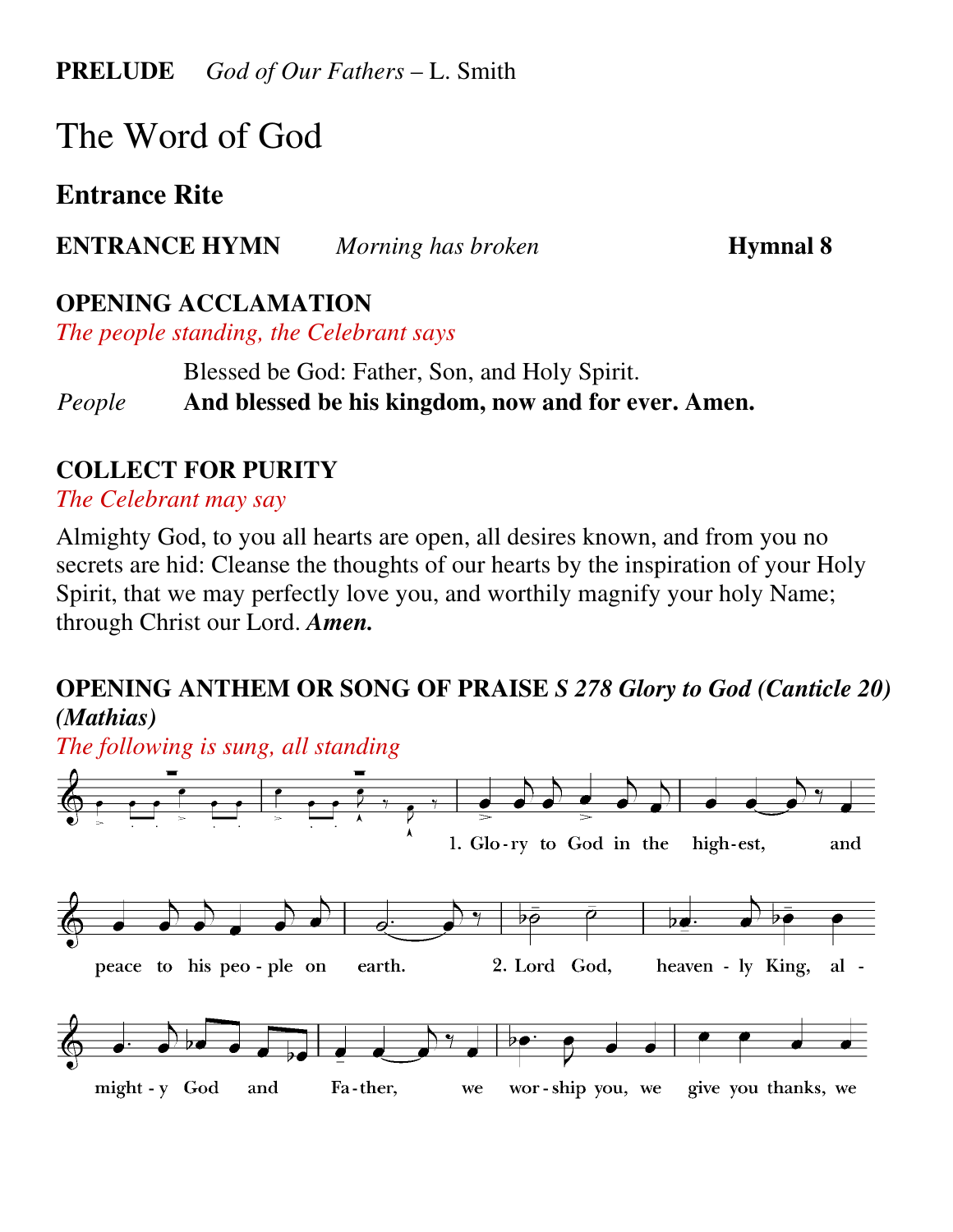**PRELUDE** *God of Our Fathers* – L. Smith

# The Word of God

## Entrance Rite

**ENTRANCE HYMN** *Morning has broken* **Hymnal 8**

**OPENING ACCLAMATION**

*The people standing, the Celebrant says*

Blessed be God: Father, Son, and Holy Spirit.

*People* **And blessed be his kingdom, now and for ever. Amen.**

**COLLECT FOR PURITY**

*The Celebrant may say*

Almighty God, to you all hearts are open, all desires known, and from you no secrets are hid: Cleanse the thoughts of our hearts by the inspiration of your Holy Spirit, that we may perfectly love you, and worthily magnify your holy Name; through Christ our Lord. ***Amen.***

**OPENING ANTHEM OR SONG OF PRAISE** ***S 278 Glory to God (Canticle 20) (Mathias)***

*The following is sung, all standing*

1. Glo-ry to God in the high-est, and peace to his peo-ple on earth. 2. Lord God, heaven-ly King, al-might-y God and Fa-ther, we wor-ship you, we give you thanks, we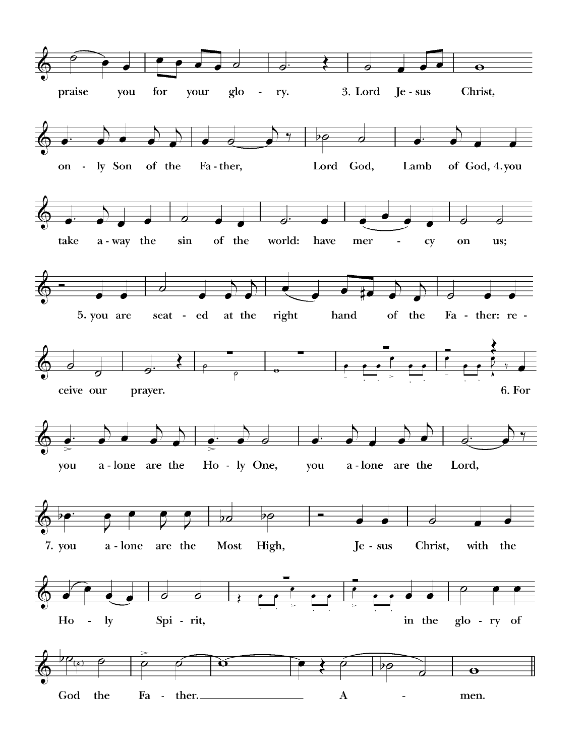praise you for your glo - ry. 3. Lord Je - sus Christ,

on - ly Son of the Fa - ther, Lord God, Lamb of God, 4. you

take a - way the sin of the world: have mer - cy on us;

5. you are seat - ed at the right hand of the Fa - ther: re -

ceive our prayer. 6. For

you a - lone are the Ho - ly One, you a - lone are the Lord,

7. you a - lone are the Most High, Je - sus Christ, with the

Ho - ly Spi - rit, in the glo - ry of

God the Fa - ther. A - men.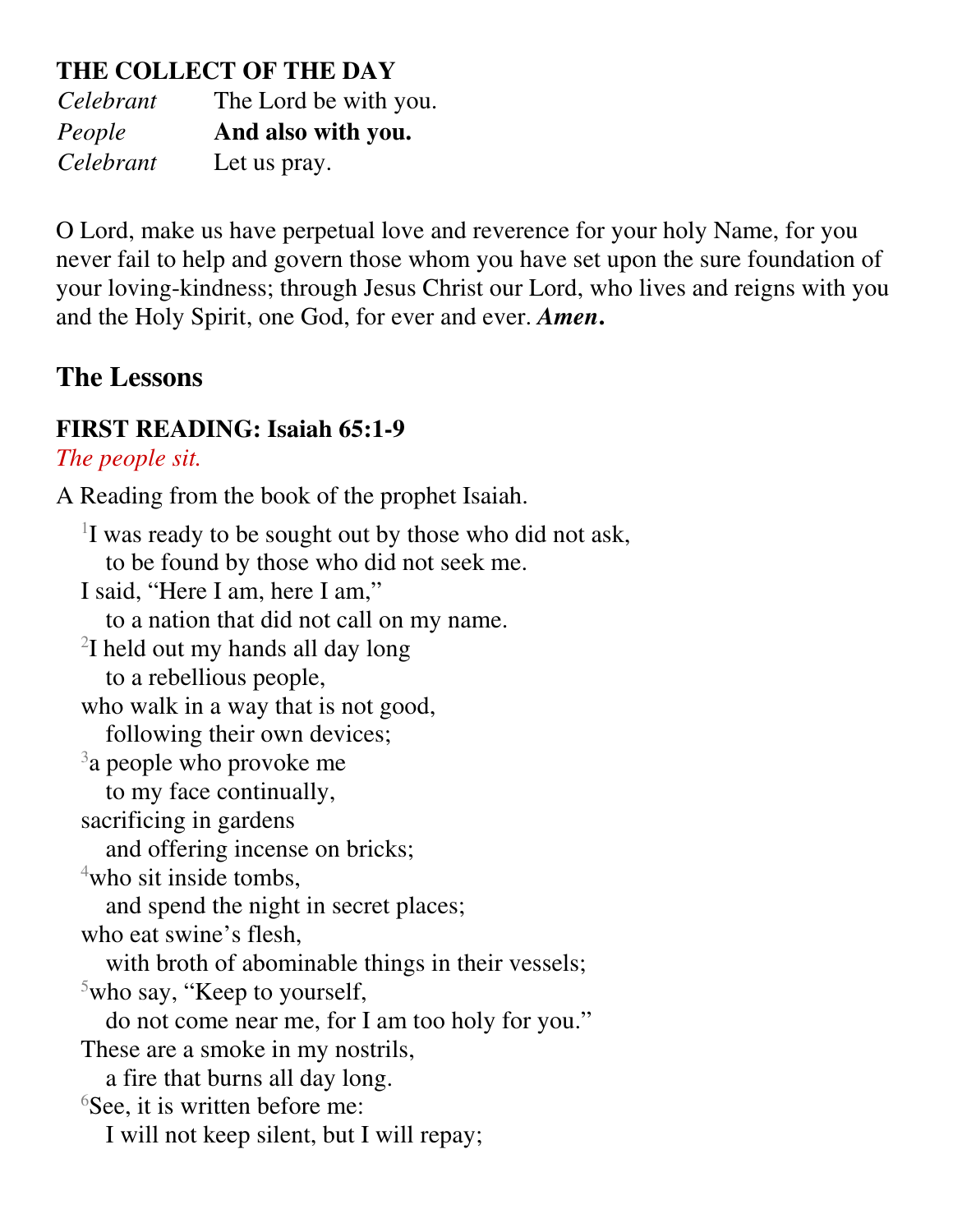**THE COLLECT OF THE DAY**

*Celebrant* The Lord be with you.
*People* **And also with you.**
*Celebrant* Let us pray.

O Lord, make us have perpetual love and reverence for your holy Name, for you never fail to help and govern those whom you have set upon the sure foundation of your loving-kindness; through Jesus Christ our Lord, who lives and reigns with you and the Holy Spirit, one God, for ever and ever. ***Amen.***

## The Lessons

**FIRST READING: Isaiah 65:1-9**

*The people sit.*

A Reading from the book of the prophet Isaiah.

[1]I was ready to be sought out by those who did not ask,
to be found by those who did not seek me.
I said, "Here I am, here I am,"
to a nation that did not call on my name.
[2]I held out my hands all day long
to a rebellious people,
who walk in a way that is not good,
following their own devices;
[3]a people who provoke me
to my face continually,
sacrificing in gardens
and offering incense on bricks;
[4]who sit inside tombs,
and spend the night in secret places;
who eat swine's flesh,
with broth of abominable things in their vessels;
[5]who say, "Keep to yourself,
do not come near me, for I am too holy for you."
These are a smoke in my nostrils,
a fire that burns all day long.
[6]See, it is written before me:
I will not keep silent, but I will repay;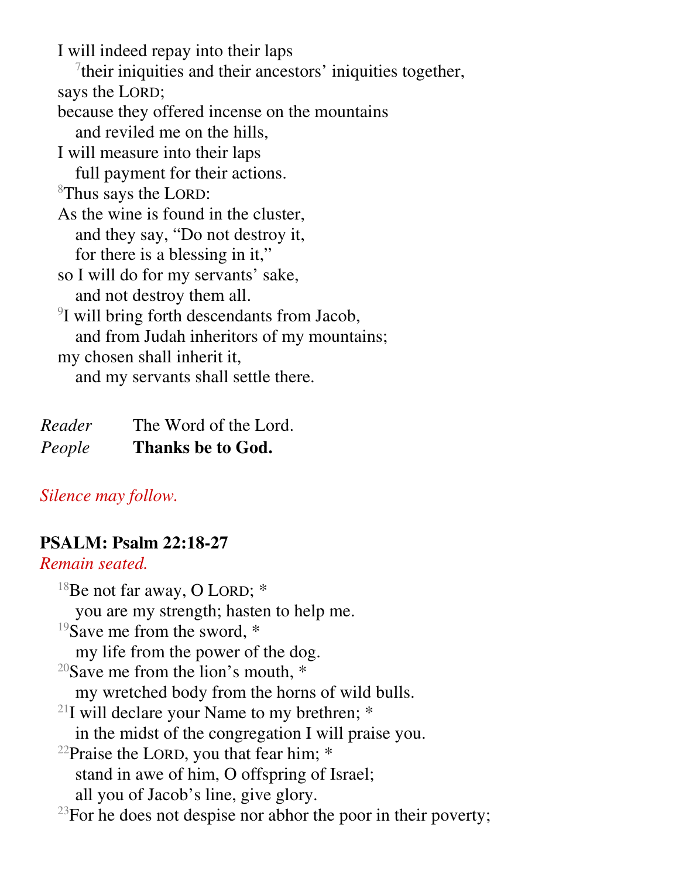I will indeed repay into their laps
  [7]their iniquities and their ancestors' iniquities together,
says the LORD;
because they offered incense on the mountains
  and reviled me on the hills,
I will measure into their laps
  full payment for their actions.
[8]Thus says the LORD:
As the wine is found in the cluster,
  and they say, "Do not destroy it,
  for there is a blessing in it,"
so I will do for my servants' sake,
  and not destroy them all.
[9]I will bring forth descendants from Jacob,
  and from Judah inheritors of my mountains;
my chosen shall inherit it,
  and my servants shall settle there.

*Reader* The Word of the Lord.
*People* **Thanks be to God.**

*Silence may follow.*

**PSALM: Psalm 22:18-27**
*Remain seated.*

[18]Be not far away, O LORD; *
  you are my strength; hasten to help me.
[19]Save me from the sword, *
  my life from the power of the dog.
[20]Save me from the lion's mouth, *
  my wretched body from the horns of wild bulls.
[21]I will declare your Name to my brethren; *
  in the midst of the congregation I will praise you.
[22]Praise the LORD, you that fear him; *
  stand in awe of him, O offspring of Israel;
  all you of Jacob's line, give glory.
[23]For he does not despise nor abhor the poor in their poverty;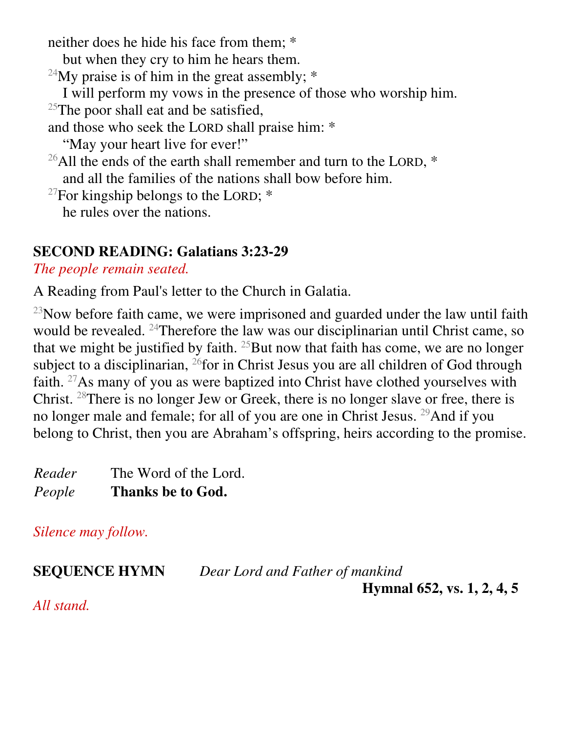neither does he hide his face from them; *
   but when they cry to him he hears them.
[24]My praise is of him in the great assembly; *
   I will perform my vows in the presence of those who worship him.
[25]The poor shall eat and be satisfied,
and those who seek the LORD shall praise him: *
   "May your heart live for ever!"
[26]All the ends of the earth shall remember and turn to the LORD, *
   and all the families of the nations shall bow before him.
[27]For kingship belongs to the LORD; *
   he rules over the nations.

**SECOND READING: Galatians 3:23-29**

*The people remain seated.*

A Reading from Paul's letter to the Church in Galatia.

[23]Now before faith came, we were imprisoned and guarded under the law until faith would be revealed. [24]Therefore the law was our disciplinarian until Christ came, so that we might be justified by faith. [25]But now that faith has come, we are no longer subject to a disciplinarian, [26]for in Christ Jesus you are all children of God through faith. [27]As many of you as were baptized into Christ have clothed yourselves with Christ. [28]There is no longer Jew or Greek, there is no longer slave or free, there is no longer male and female; for all of you are one in Christ Jesus. [29]And if you belong to Christ, then you are Abraham's offspring, heirs according to the promise.

*Reader* The Word of the Lord.
*People* **Thanks be to God.**

*Silence may follow.*

**SEQUENCE HYMN** *Dear Lord and Father of mankind*
**Hymnal 652, vs. 1, 2, 4, 5**

*All stand.*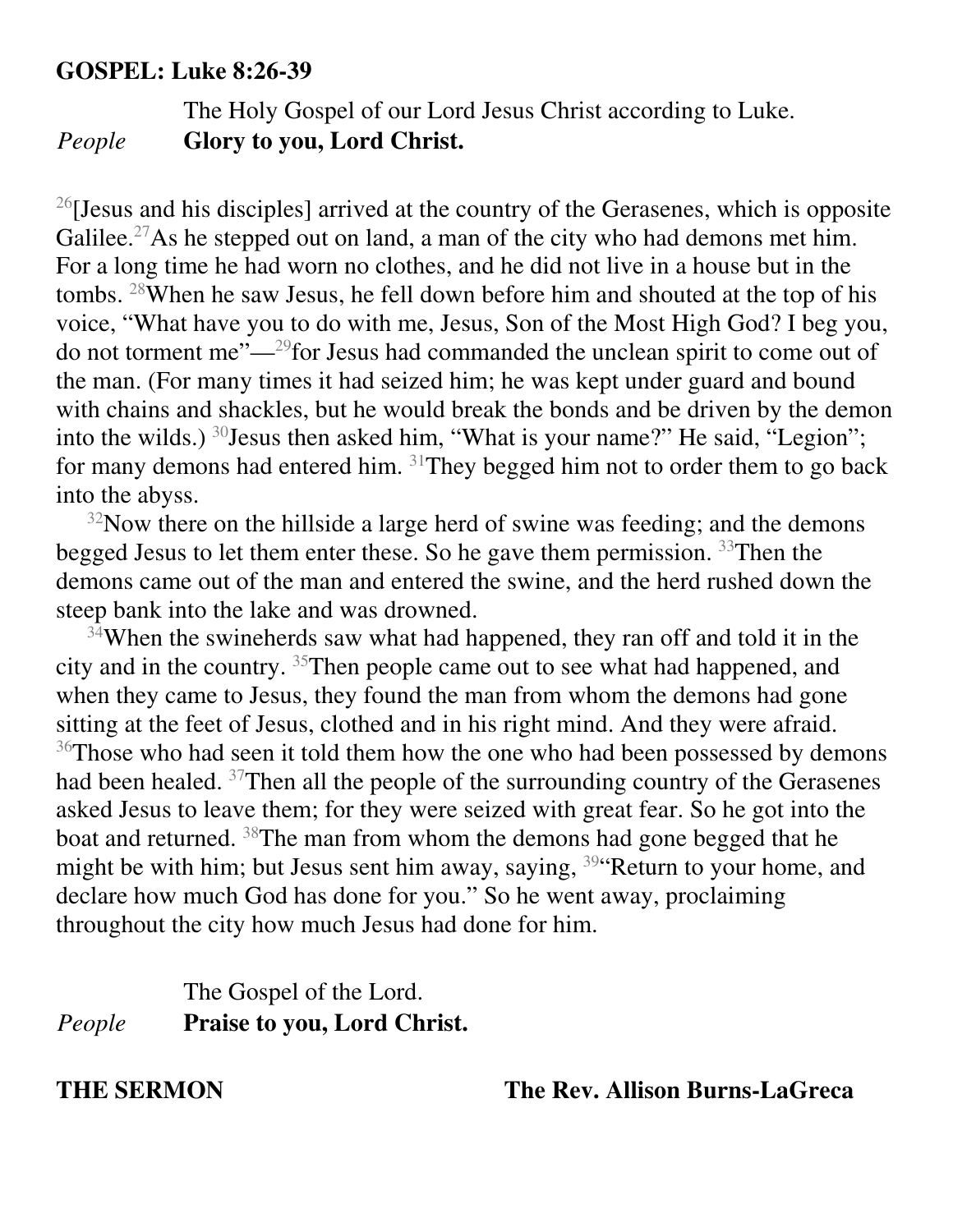**GOSPEL: Luke 8:26-39**

The Holy Gospel of our Lord Jesus Christ according to Luke.

*People* **Glory to you, Lord Christ.**

[26][Jesus and his disciples] arrived at the country of the Gerasenes, which is opposite Galilee.[27]As he stepped out on land, a man of the city who had demons met him. For a long time he had worn no clothes, and he did not live in a house but in the tombs. [28]When he saw Jesus, he fell down before him and shouted at the top of his voice, "What have you to do with me, Jesus, Son of the Most High God? I beg you, do not torment me"—[29]for Jesus had commanded the unclean spirit to come out of the man. (For many times it had seized him; he was kept under guard and bound with chains and shackles, but he would break the bonds and be driven by the demon into the wilds.) [30]Jesus then asked him, "What is your name?" He said, "Legion"; for many demons had entered him. [31]They begged him not to order them to go back into the abyss.

[32]Now there on the hillside a large herd of swine was feeding; and the demons begged Jesus to let them enter these. So he gave them permission. [33]Then the demons came out of the man and entered the swine, and the herd rushed down the steep bank into the lake and was drowned.

[34]When the swineherds saw what had happened, they ran off and told it in the city and in the country. [35]Then people came out to see what had happened, and when they came to Jesus, they found the man from whom the demons had gone sitting at the feet of Jesus, clothed and in his right mind. And they were afraid. [36]Those who had seen it told them how the one who had been possessed by demons had been healed. [37]Then all the people of the surrounding country of the Gerasenes asked Jesus to leave them; for they were seized with great fear. So he got into the boat and returned. [38]The man from whom the demons had gone begged that he might be with him; but Jesus sent him away, saying, [39]"Return to your home, and declare how much God has done for you." So he went away, proclaiming throughout the city how much Jesus had done for him.

The Gospel of the Lord.

*People* **Praise to you, Lord Christ.**

**THE SERMON** **The Rev. Allison Burns-LaGreca**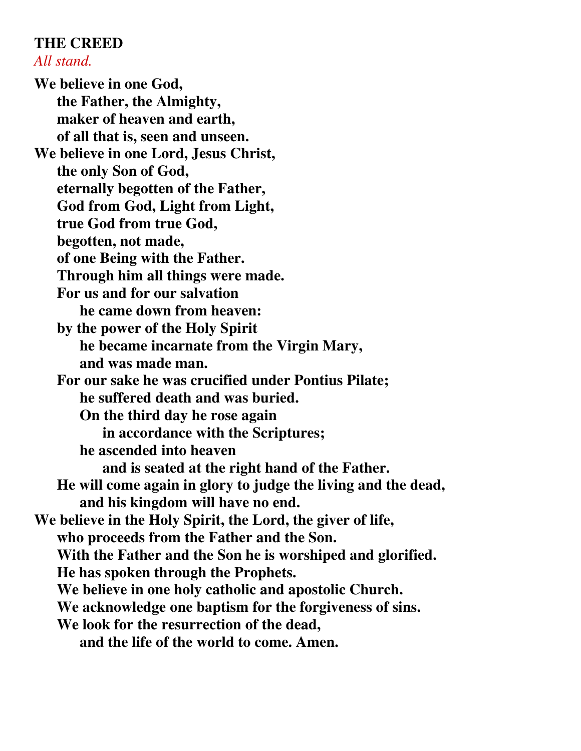**THE CREED**

*All stand.*

**We believe in one God,**
**the Father, the Almighty,**
**maker of heaven and earth,**
**of all that is, seen and unseen.**
**We believe in one Lord, Jesus Christ,**
**the only Son of God,**
**eternally begotten of the Father,**
**God from God, Light from Light,**
**true God from true God,**
**begotten, not made,**
**of one Being with the Father.**
**Through him all things were made.**
**For us and for our salvation**
**he came down from heaven:**
**by the power of the Holy Spirit**
**he became incarnate from the Virgin Mary,**
**and was made man.**
**For our sake he was crucified under Pontius Pilate;**
**he suffered death and was buried.**
**On the third day he rose again**
**in accordance with the Scriptures;**
**he ascended into heaven**
**and is seated at the right hand of the Father.**
**He will come again in glory to judge the living and the dead,**
**and his kingdom will have no end.**
**We believe in the Holy Spirit, the Lord, the giver of life,**
**who proceeds from the Father and the Son.**
**With the Father and the Son he is worshiped and glorified.**
**He has spoken through the Prophets.**
**We believe in one holy catholic and apostolic Church.**
**We acknowledge one baptism for the forgiveness of sins.**
**We look for the resurrection of the dead,**
**and the life of the world to come. Amen.**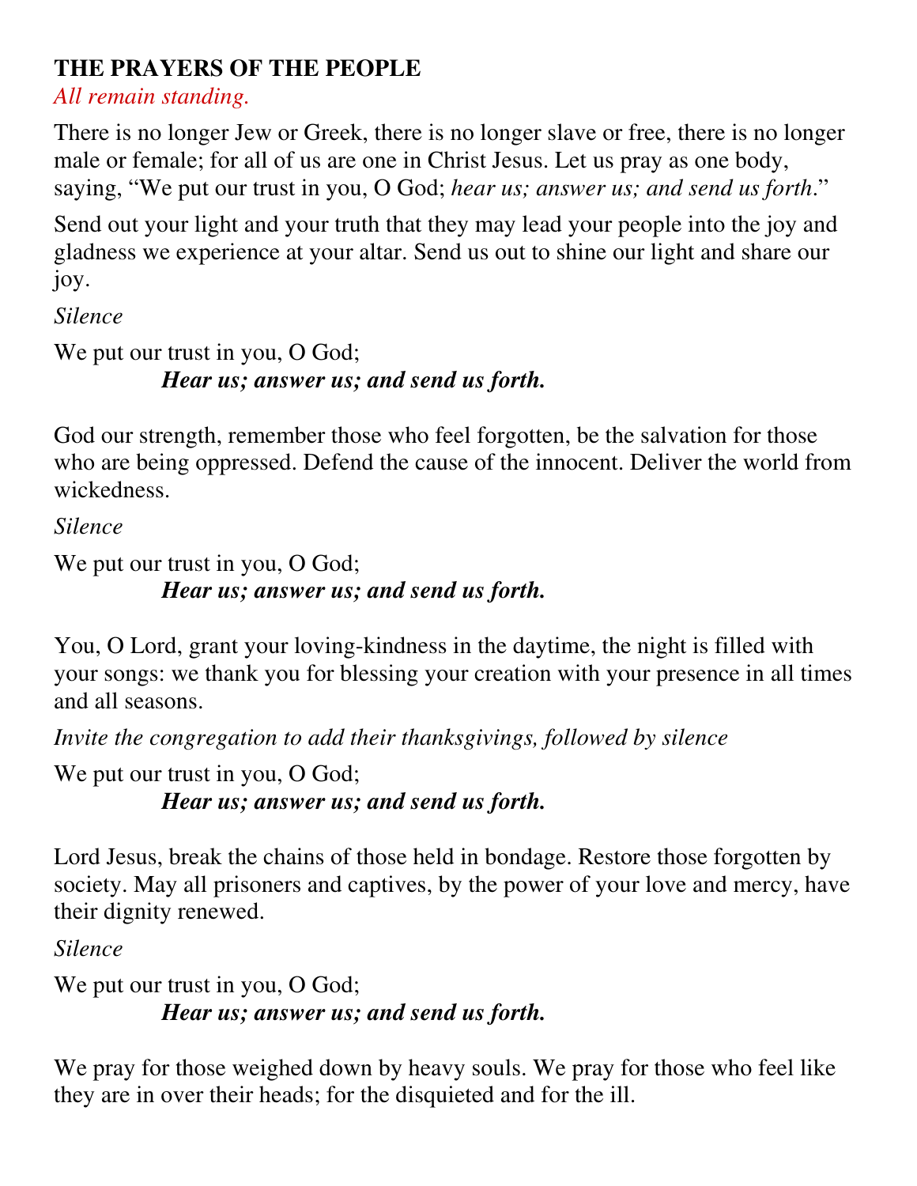**THE PRAYERS OF THE PEOPLE**

*All remain standing.*

There is no longer Jew or Greek, there is no longer slave or free, there is no longer male or female; for all of us are one in Christ Jesus. Let us pray as one body, saying, "We put our trust in you, O God; *hear us; answer us; and send us forth*."

Send out your light and your truth that they may lead your people into the joy and gladness we experience at your altar. Send us out to shine our light and share our joy.

*Silence*

We put our trust in you, O God;
    ***Hear us; answer us; and send us forth.***

God our strength, remember those who feel forgotten, be the salvation for those who are being oppressed. Defend the cause of the innocent. Deliver the world from wickedness.

*Silence*

We put our trust in you, O God;
    ***Hear us; answer us; and send us forth.***

You, O Lord, grant your loving-kindness in the daytime, the night is filled with your songs: we thank you for blessing your creation with your presence in all times and all seasons.

*Invite the congregation to add their thanksgivings, followed by silence*

We put our trust in you, O God;
    ***Hear us; answer us; and send us forth.***

Lord Jesus, break the chains of those held in bondage. Restore those forgotten by society. May all prisoners and captives, by the power of your love and mercy, have their dignity renewed.

*Silence*

We put our trust in you, O God;
    ***Hear us; answer us; and send us forth.***

We pray for those weighed down by heavy souls. We pray for those who feel like they are in over their heads; for the disquieted and for the ill.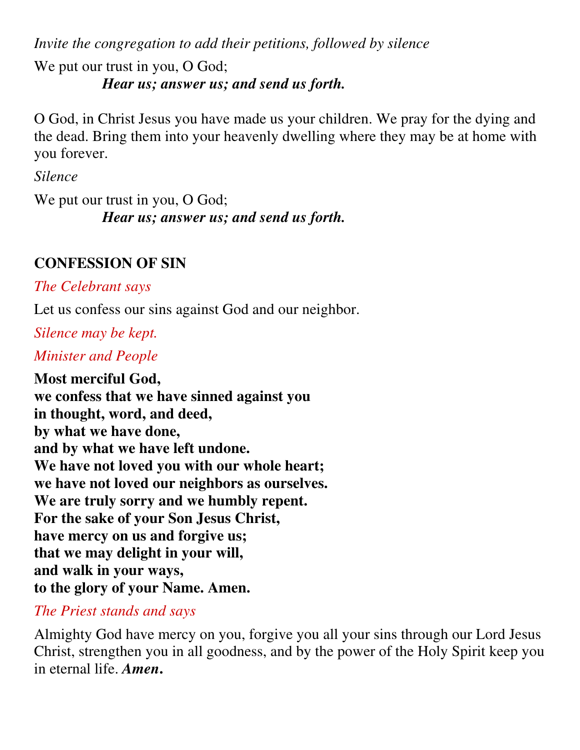*Invite the congregation to add their petitions, followed by silence*

We put our trust in you, O God;
***Hear us; answer us; and send us forth.***

O God, in Christ Jesus you have made us your children. We pray for the dying and the dead. Bring them into your heavenly dwelling where they may be at home with you forever.

*Silence*

We put our trust in you, O God;
***Hear us; answer us; and send us forth.***

**CONFESSION OF SIN**

*The Celebrant says*

Let us confess our sins against God and our neighbor.

*Silence may be kept.*

*Minister and People*

**Most merciful God,**
**we confess that we have sinned against you**
**in thought, word, and deed,**
**by what we have done,**
**and by what we have left undone.**
**We have not loved you with our whole heart;**
**we have not loved our neighbors as ourselves.**
**We are truly sorry and we humbly repent.**
**For the sake of your Son Jesus Christ,**
**have mercy on us and forgive us;**
**that we may delight in your will,**
**and walk in your ways,**
**to the glory of your Name. Amen.**

*The Priest stands and says*

Almighty God have mercy on you, forgive you all your sins through our Lord Jesus Christ, strengthen you in all goodness, and by the power of the Holy Spirit keep you in eternal life. ***Amen*.**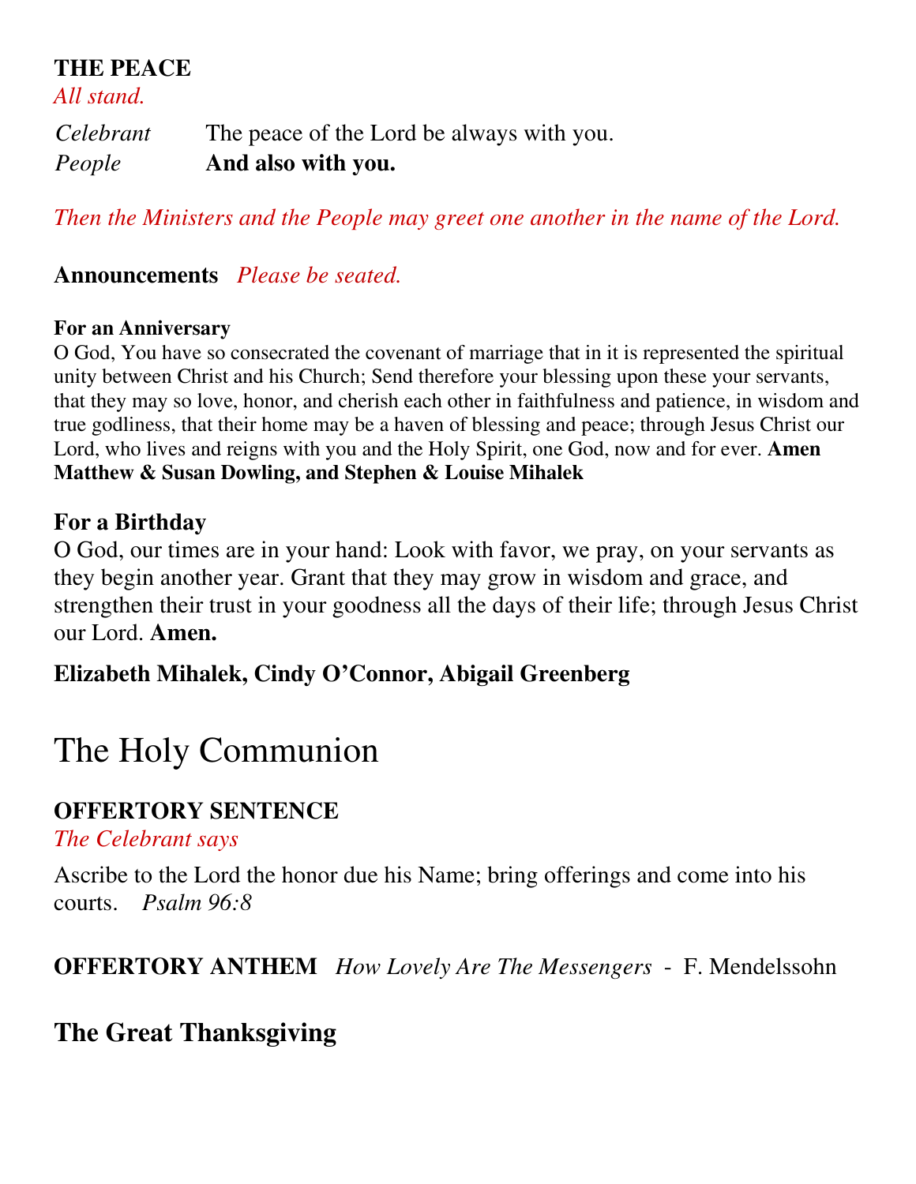## THE PEACE

*All stand.*

*Celebrant* The peace of the Lord be always with you.
*People* **And also with you.**

*Then the Ministers and the People may greet one another in the name of the Lord.*

**Announcements** *Please be seated.*

**For an Anniversary**

O God, You have so consecrated the covenant of marriage that in it is represented the spiritual unity between Christ and his Church; Send therefore your blessing upon these your servants, that they may so love, honor, and cherish each other in faithfulness and patience, in wisdom and true godliness, that their home may be a haven of blessing and peace; through Jesus Christ our Lord, who lives and reigns with you and the Holy Spirit, one God, now and for ever. **Amen**
**Matthew & Susan Dowling, and Stephen & Louise Mihalek**

**For a Birthday**

O God, our times are in your hand: Look with favor, we pray, on your servants as they begin another year. Grant that they may grow in wisdom and grace, and strengthen their trust in your goodness all the days of their life; through Jesus Christ our Lord. **Amen.**

**Elizabeth Mihalek, Cindy O'Connor, Abigail Greenberg**

# The Holy Communion

## OFFERTORY SENTENCE

*The Celebrant says*

Ascribe to the Lord the honor due his Name; bring offerings and come into his courts. *Psalm 96:8*

**OFFERTORY ANTHEM** *How Lovely Are The Messengers* - F. Mendelssohn

## The Great Thanksgiving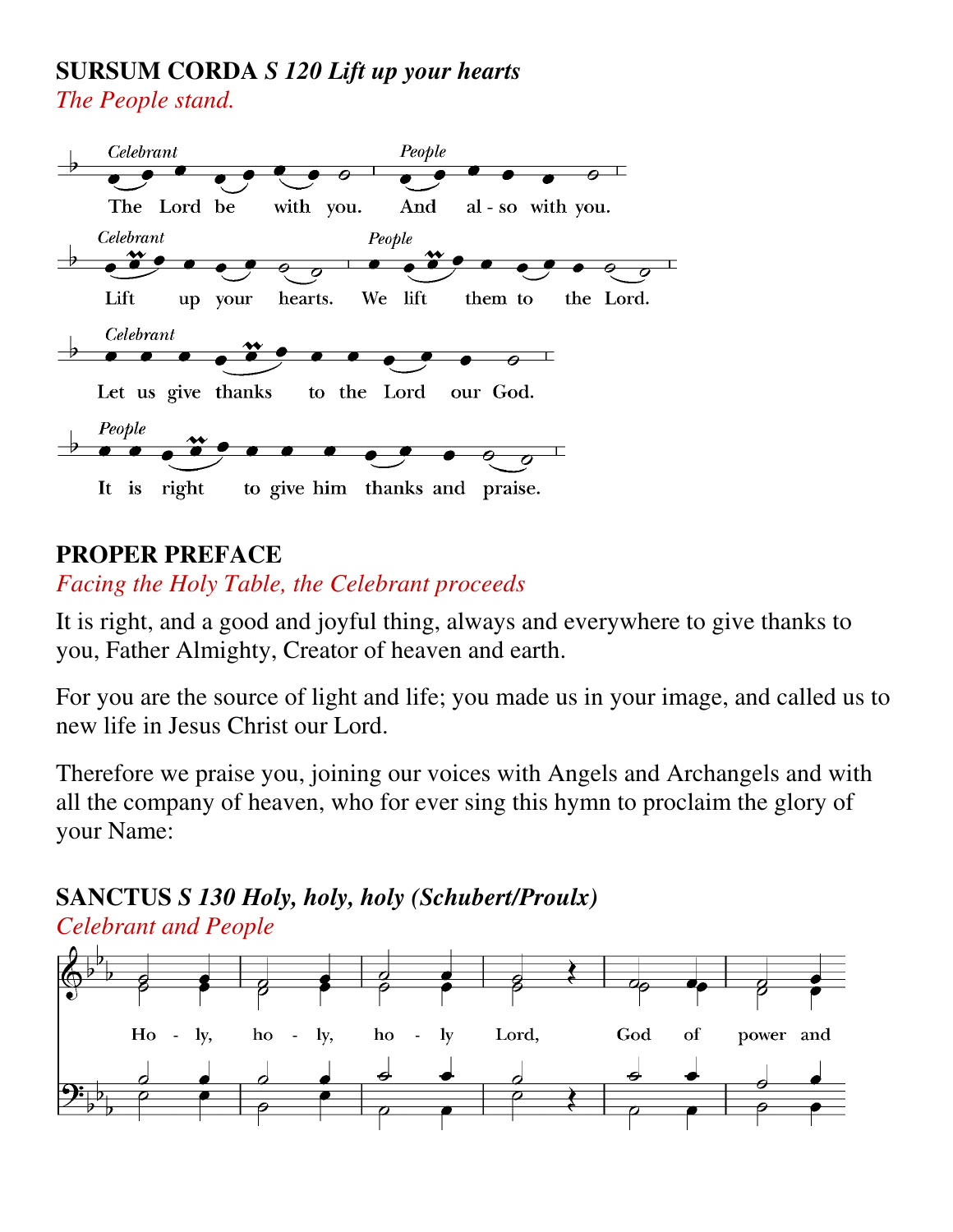**SURSUM CORDA** ***S 120 Lift up your hearts***

*The People stand.*

*Celebrant* The Lord be with you. *People* And also with you.

*Celebrant* Lift up your hearts. *People* We lift them to the Lord.

*Celebrant* Let us give thanks to the Lord our God.

*People* It is right to give him thanks and praise.

**PROPER PREFACE**

*Facing the Holy Table, the Celebrant proceeds*

It is right, and a good and joyful thing, always and everywhere to give thanks to you, Father Almighty, Creator of heaven and earth.

For you are the source of light and life; you made us in your image, and called us to new life in Jesus Christ our Lord.

Therefore we praise you, joining our voices with Angels and Archangels and with all the company of heaven, who for ever sing this hymn to proclaim the glory of your Name:

**SANCTUS** ***S 130 Holy, holy, holy (Schubert/Proulx)***

*Celebrant and People*

Ho - ly, ho - ly, ho - ly Lord, God of power and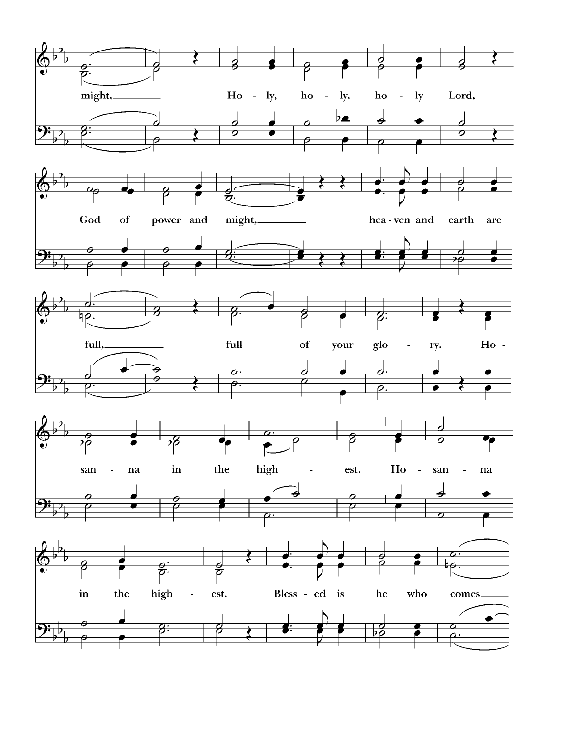might, Holy, holy, holy Lord,

God of power and might, heaven and earth are

full, full of your glory. Ho-

sanna in the highest. Hosanna

in the highest. Blessed is he who comes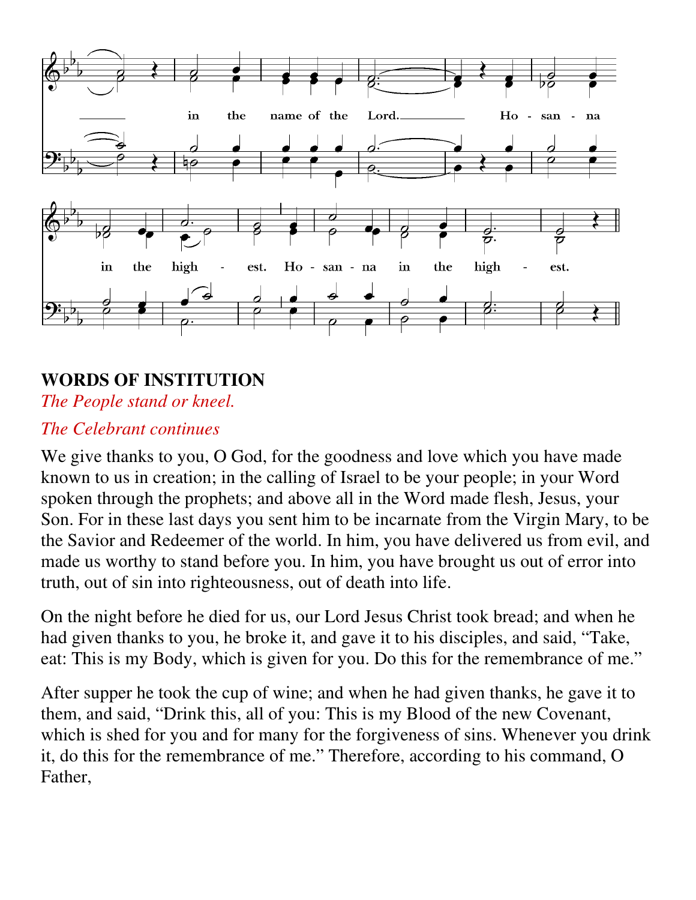in the name of the Lord. Ho - san - na in the high - est. Ho - san - na in the high - est.

## WORDS OF INSTITUTION

*The People stand or kneel.*

*The Celebrant continues*

We give thanks to you, O God, for the goodness and love which you have made known to us in creation; in the calling of Israel to be your people; in your Word spoken through the prophets; and above all in the Word made flesh, Jesus, your Son. For in these last days you sent him to be incarnate from the Virgin Mary, to be the Savior and Redeemer of the world. In him, you have delivered us from evil, and made us worthy to stand before you. In him, you have brought us out of error into truth, out of sin into righteousness, out of death into life.

On the night before he died for us, our Lord Jesus Christ took bread; and when he had given thanks to you, he broke it, and gave it to his disciples, and said, "Take, eat: This is my Body, which is given for you. Do this for the remembrance of me."

After supper he took the cup of wine; and when he had given thanks, he gave it to them, and said, "Drink this, all of you: This is my Blood of the new Covenant, which is shed for you and for many for the forgiveness of sins. Whenever you drink it, do this for the remembrance of me." Therefore, according to his command, O Father,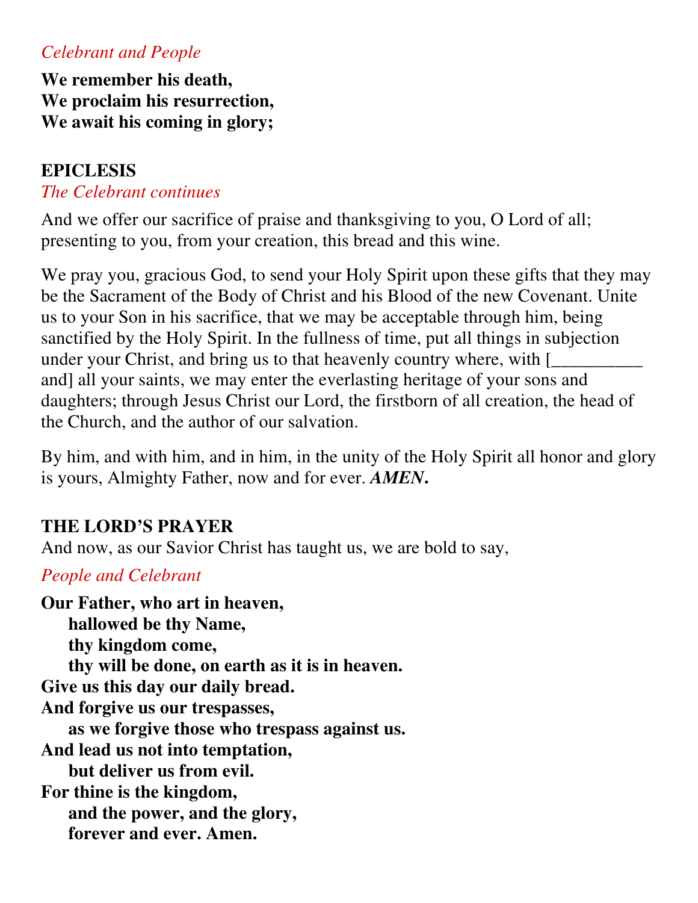*Celebrant and People*

**We remember his death,**
**We proclaim his resurrection,**
**We await his coming in glory;**

**EPICLESIS**

*The Celebrant continues*

And we offer our sacrifice of praise and thanksgiving to you, O Lord of all; presenting to you, from your creation, this bread and this wine.

We pray you, gracious God, to send your Holy Spirit upon these gifts that they may be the Sacrament of the Body of Christ and his Blood of the new Covenant. Unite us to your Son in his sacrifice, that we may be acceptable through him, being sanctified by the Holy Spirit. In the fullness of time, put all things in subjection under your Christ, and bring us to that heavenly country where, with [__________ and] all your saints, we may enter the everlasting heritage of your sons and daughters; through Jesus Christ our Lord, the firstborn of all creation, the head of the Church, and the author of our salvation.

By him, and with him, and in him, in the unity of the Holy Spirit all honor and glory is yours, Almighty Father, now and for ever. ***AMEN*.**

**THE LORD'S PRAYER**

And now, as our Savior Christ has taught us, we are bold to say,

*People and Celebrant*

**Our Father, who art in heaven,**
**hallowed be thy Name,**
**thy kingdom come,**
**thy will be done, on earth as it is in heaven.**
**Give us this day our daily bread.**
**And forgive us our trespasses,**
**as we forgive those who trespass against us.**
**And lead us not into temptation,**
**but deliver us from evil.**
**For thine is the kingdom,**
**and the power, and the glory,**
**forever and ever. Amen.**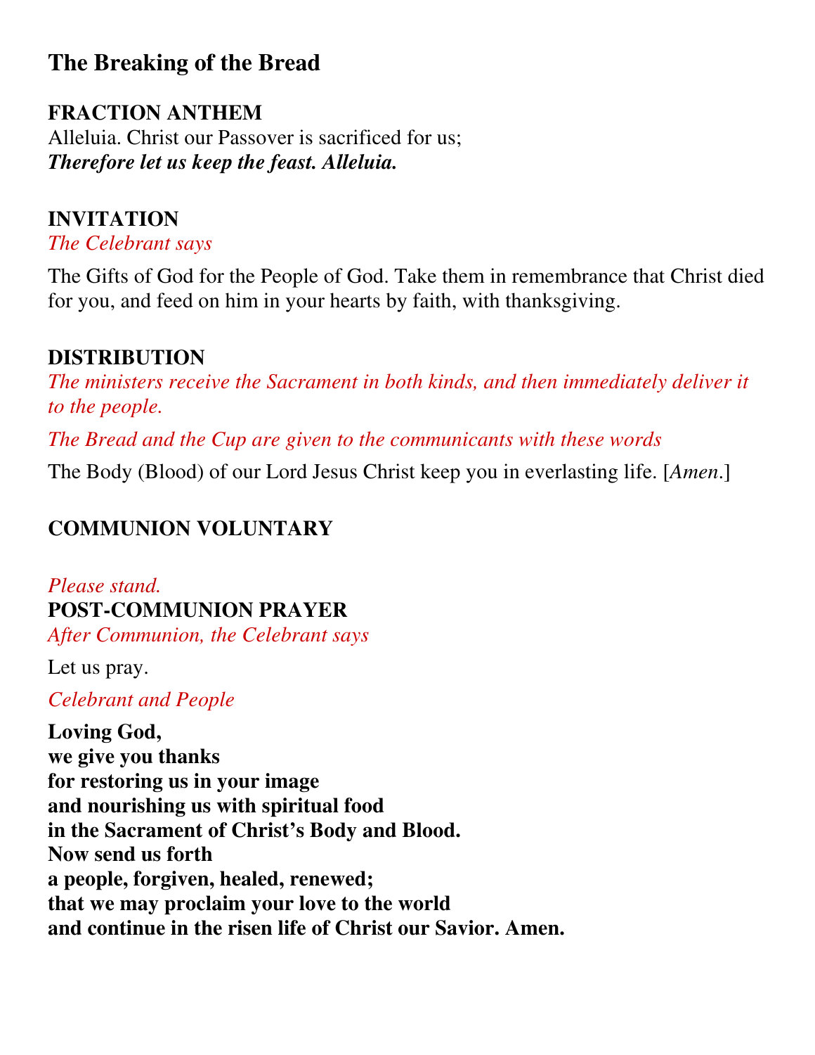## The Breaking of the Bread

**FRACTION ANTHEM**

Alleluia. Christ our Passover is sacrificed for us;
***Therefore let us keep the feast. Alleluia.***

**INVITATION**

*The Celebrant says*

The Gifts of God for the People of God. Take them in remembrance that Christ died for you, and feed on him in your hearts by faith, with thanksgiving.

**DISTRIBUTION**

*The ministers receive the Sacrament in both kinds, and then immediately deliver it to the people.*

*The Bread and the Cup are given to the communicants with these words*

The Body (Blood) of our Lord Jesus Christ keep you in everlasting life. [*Amen*.]

**COMMUNION VOLUNTARY**

*Please stand.*

**POST-COMMUNION PRAYER**

*After Communion, the Celebrant says*

Let us pray.

*Celebrant and People*

**Loving God,**
**we give you thanks**
**for restoring us in your image**
**and nourishing us with spiritual food**
**in the Sacrament of Christ's Body and Blood.**
**Now send us forth**
**a people, forgiven, healed, renewed;**
**that we may proclaim your love to the world**
**and continue in the risen life of Christ our Savior. Amen.**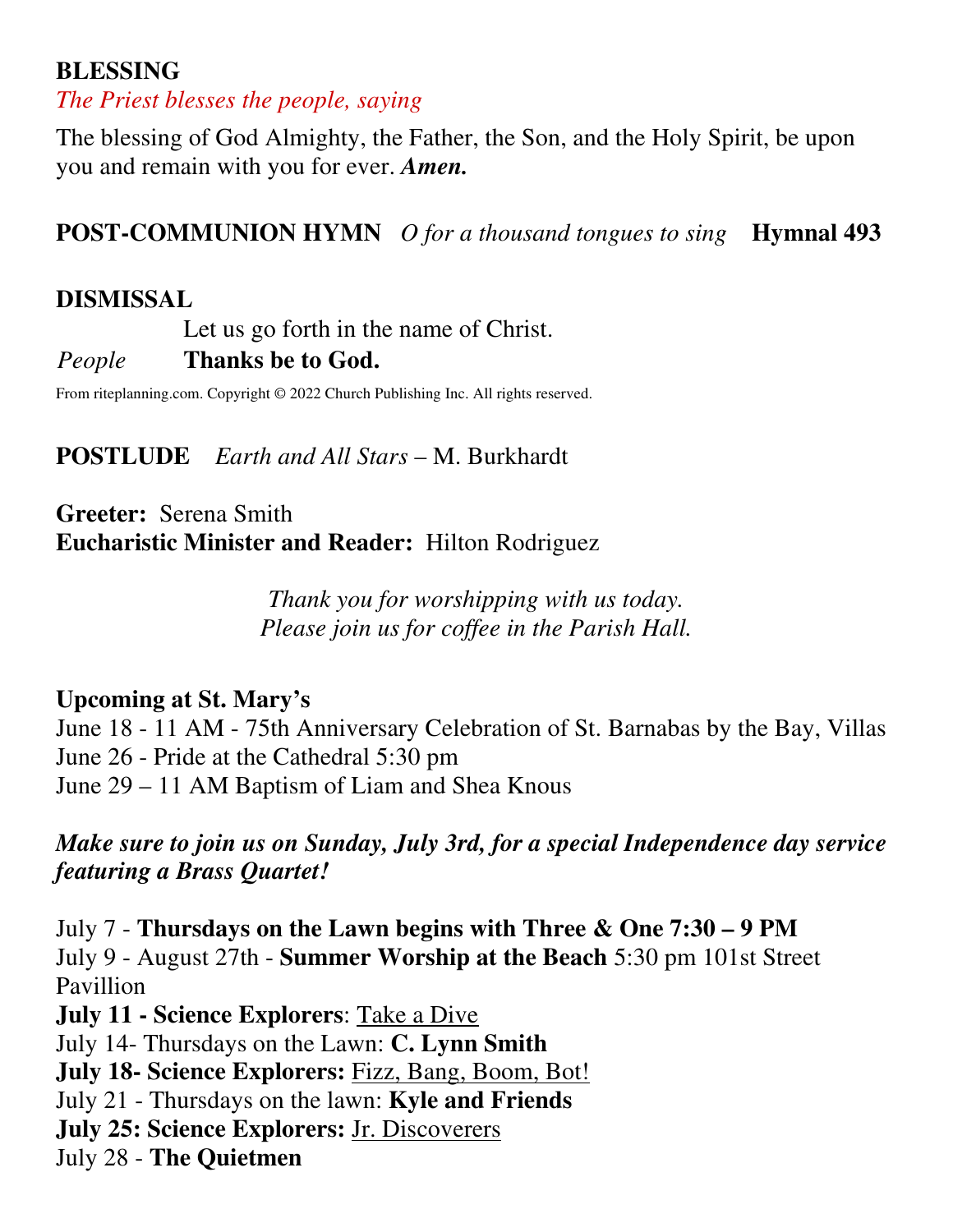**BLESSING**

*The Priest blesses the people, saying*

The blessing of God Almighty, the Father, the Son, and the Holy Spirit, be upon you and remain with you for ever. ***Amen.***

**POST-COMMUNION HYMN** *O for a thousand tongues to sing* **Hymnal 493**

**DISMISSAL**

Let us go forth in the name of Christ.

*People* **Thanks be to God.**

From riteplanning.com. Copyright © 2022 Church Publishing Inc. All rights reserved.

**POSTLUDE** *Earth and All Stars* – M. Burkhardt

**Greeter:** Serena Smith
**Eucharistic Minister and Reader:** Hilton Rodriguez

*Thank you for worshipping with us today.*
*Please join us for coffee in the Parish Hall.*

**Upcoming at St. Mary's**

June 18 - 11 AM - 75th Anniversary Celebration of St. Barnabas by the Bay, Villas
June 26 - Pride at the Cathedral 5:30 pm
June 29 – 11 AM Baptism of Liam and Shea Knous

***Make sure to join us on Sunday, July 3rd, for a special Independence day service featuring a Brass Quartet!***

July 7 - **Thursdays on the Lawn begins with Three & One 7:30 – 9 PM**
July 9 - August 27th - **Summer Worship at the Beach** 5:30 pm 101st Street Pavillion
**July 11 - Science Explorers**: Take a Dive
July 14- Thursdays on the Lawn: **C. Lynn Smith**
**July 18- Science Explorers:** Fizz, Bang, Boom, Bot!
July 21 - Thursdays on the lawn: **Kyle and Friends**
**July 25: Science Explorers:** Jr. Discoverers
July 28 - **The Quietmen**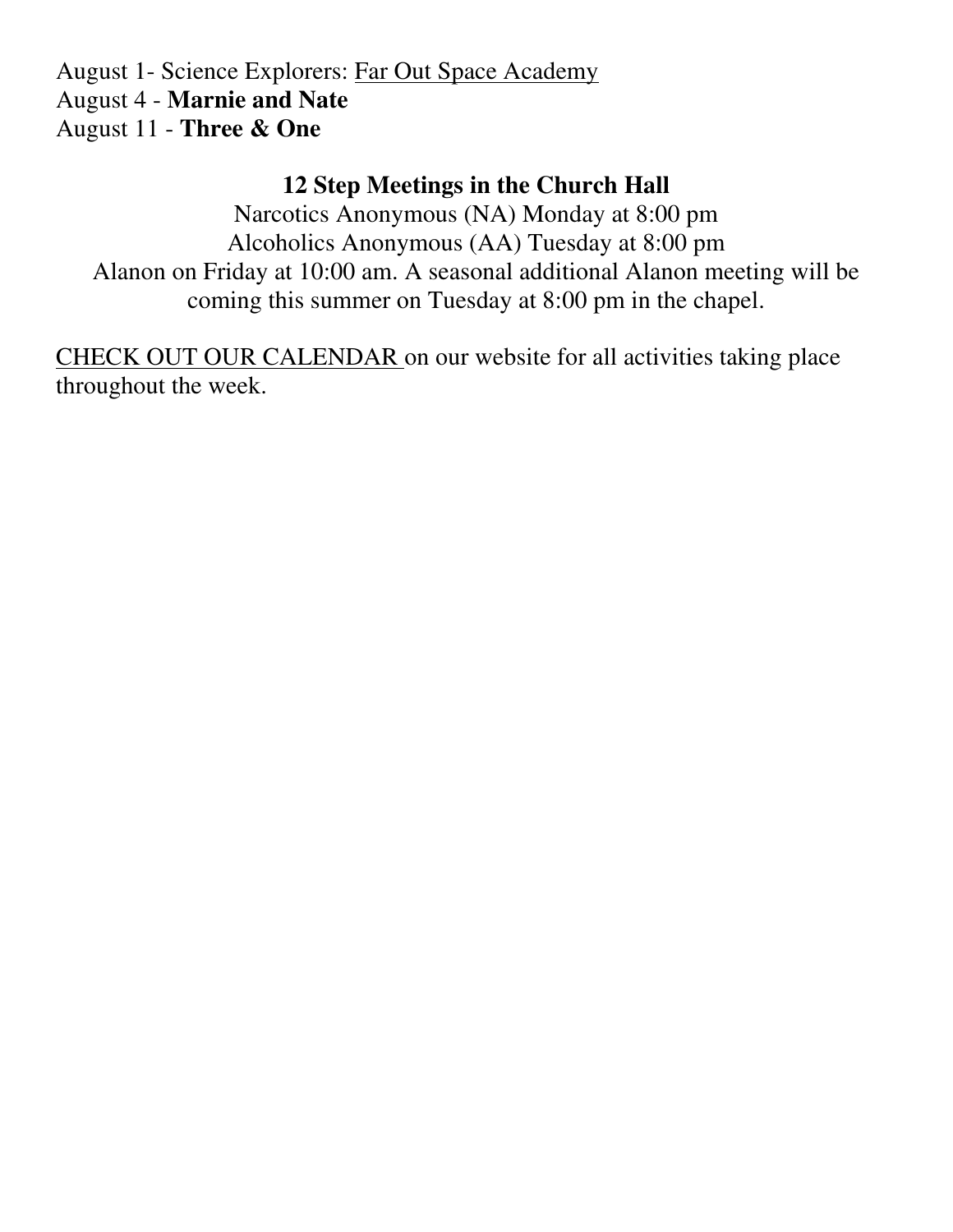August 1- Science Explorers: Far Out Space Academy
August 4 - **Marnie and Nate**
August 11 - **Three & One**

**12 Step Meetings in the Church Hall**

Narcotics Anonymous (NA) Monday at 8:00 pm
Alcoholics Anonymous (AA) Tuesday at 8:00 pm
Alanon on Friday at 10:00 am. A seasonal additional Alanon meeting will be coming this summer on Tuesday at 8:00 pm in the chapel.

CHECK OUT OUR CALENDAR on our website for all activities taking place throughout the week.